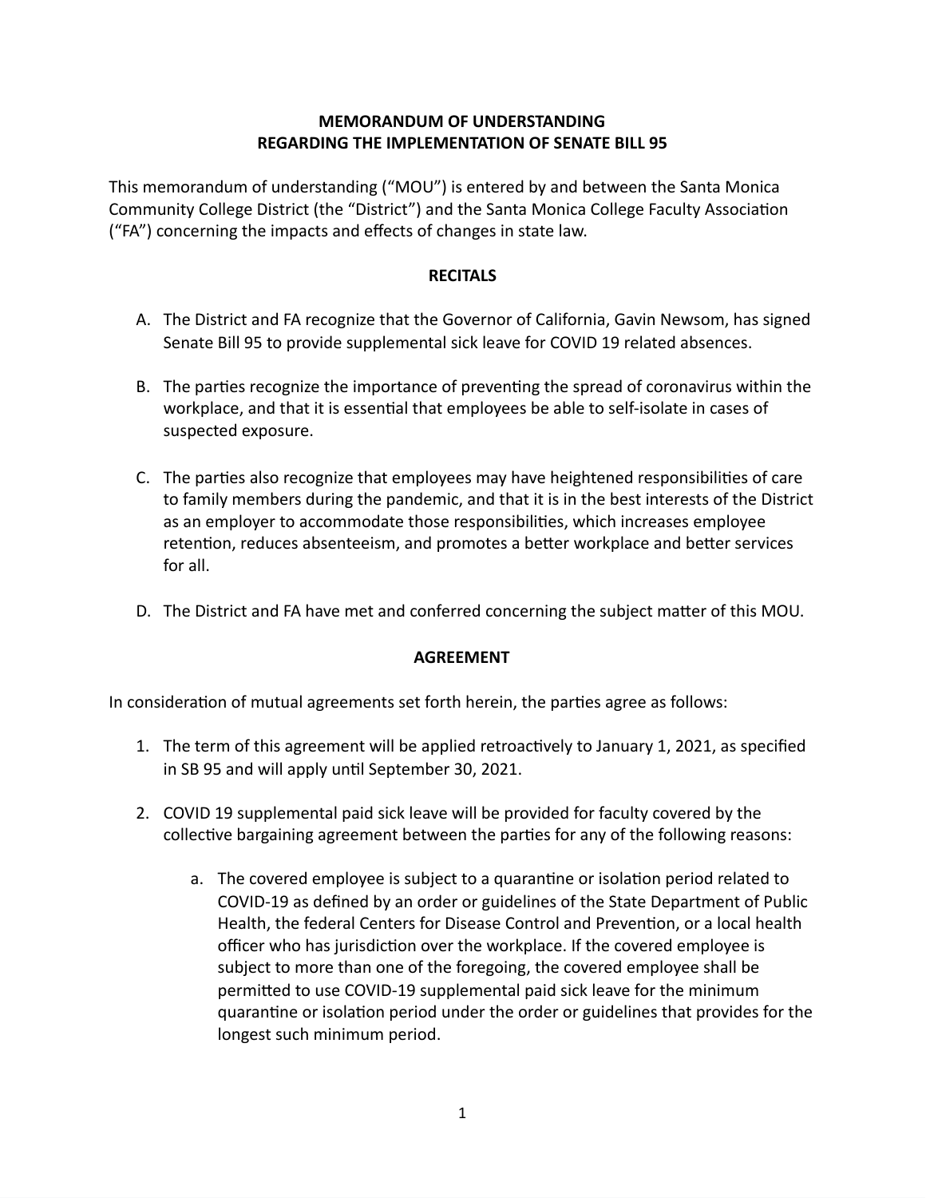**MEMORANDUM OF UNDERSTANDING**
**REGARDING THE IMPLEMENTATION OF SENATE BILL 95**

This memorandum of understanding ("MOU") is entered by and between the Santa Monica Community College District (the "District") and the Santa Monica College Faculty Association ("FA") concerning the impacts and effects of changes in state law.

**RECITALS**

A. The District and FA recognize that the Governor of California, Gavin Newsom, has signed Senate Bill 95 to provide supplemental sick leave for COVID 19 related absences.

B. The parties recognize the importance of preventing the spread of coronavirus within the workplace, and that it is essential that employees be able to self-isolate in cases of suspected exposure.

C. The parties also recognize that employees may have heightened responsibilities of care to family members during the pandemic, and that it is in the best interests of the District as an employer to accommodate those responsibilities, which increases employee retention, reduces absenteeism, and promotes a better workplace and better services for all.

D. The District and FA have met and conferred concerning the subject matter of this MOU.

**AGREEMENT**

In consideration of mutual agreements set forth herein, the parties agree as follows:

1. The term of this agreement will be applied retroactively to January 1, 2021, as specified in SB 95 and will apply until September 30, 2021.

2. COVID 19 supplemental paid sick leave will be provided for faculty covered by the collective bargaining agreement between the parties for any of the following reasons:

    a. The covered employee is subject to a quarantine or isolation period related to COVID-19 as defined by an order or guidelines of the State Department of Public Health, the federal Centers for Disease Control and Prevention, or a local health officer who has jurisdiction over the workplace. If the covered employee is subject to more than one of the foregoing, the covered employee shall be permitted to use COVID-19 supplemental paid sick leave for the minimum quarantine or isolation period under the order or guidelines that provides for the longest such minimum period.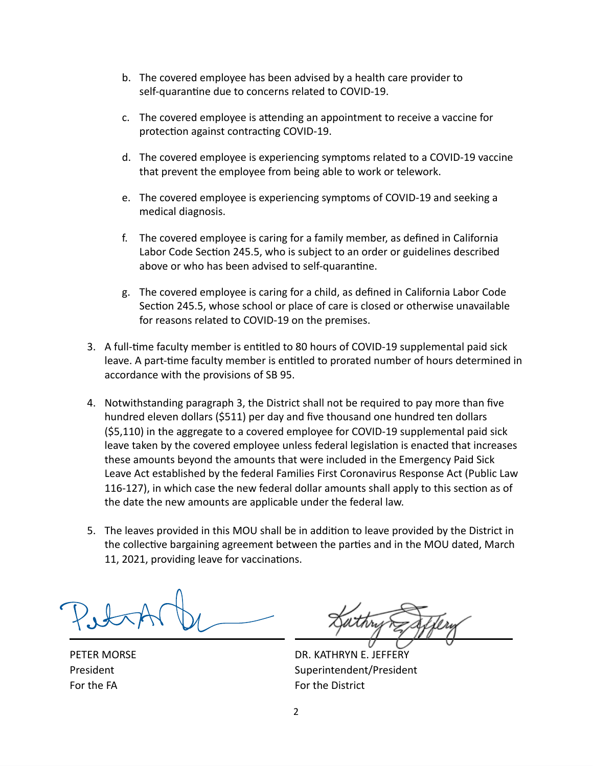b. The covered employee has been advised by a health care provider to self-quarantine due to concerns related to COVID-19.

c. The covered employee is attending an appointment to receive a vaccine for protection against contracting COVID-19.

d. The covered employee is experiencing symptoms related to a COVID-19 vaccine that prevent the employee from being able to work or telework.

e. The covered employee is experiencing symptoms of COVID-19 and seeking a medical diagnosis.

f. The covered employee is caring for a family member, as defined in California Labor Code Section 245.5, who is subject to an order or guidelines described above or who has been advised to self-quarantine.

g. The covered employee is caring for a child, as defined in California Labor Code Section 245.5, whose school or place of care is closed or otherwise unavailable for reasons related to COVID-19 on the premises.

3. A full-time faculty member is entitled to 80 hours of COVID-19 supplemental paid sick leave. A part-time faculty member is entitled to prorated number of hours determined in accordance with the provisions of SB 95.

4. Notwithstanding paragraph 3, the District shall not be required to pay more than five hundred eleven dollars ($511) per day and five thousand one hundred ten dollars ($5,110) in the aggregate to a covered employee for COVID-19 supplemental paid sick leave taken by the covered employee unless federal legislation is enacted that increases these amounts beyond the amounts that were included in the Emergency Paid Sick Leave Act established by the federal Families First Coronavirus Response Act (Public Law 116-127), in which case the new federal dollar amounts shall apply to this section as of the date the new amounts are applicable under the federal law.

5. The leaves provided in this MOU shall be in addition to leave provided by the District in the collective bargaining agreement between the parties and in the MOU dated, March 11, 2021, providing leave for vaccinations.

PETER MORSE
President
For the FA

DR. KATHRYN E. JEFFERY
Superintendent/President
For the District